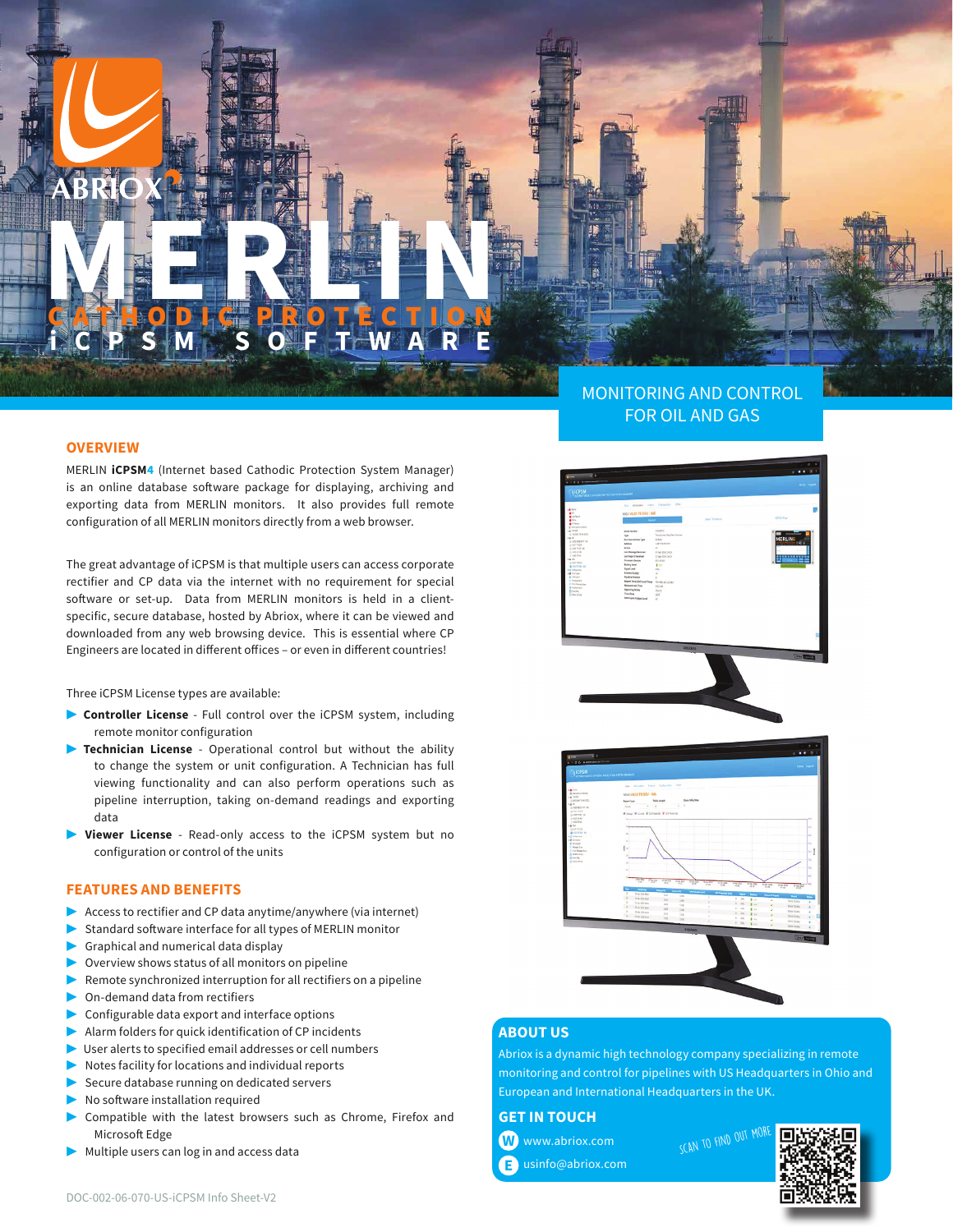ABRIOX

# MERLIN

## CATHODIC PROTECTION iCPSM SOFTWARE

MONITORING AND CONTROL FOR OIL AND GAS

## OVERVIEW

MERLIN **iCPSM4** (Internet based Cathodic Protection System Manager) is an online database software package for displaying, archiving and exporting data from MERLIN monitors. It also provides full remote configuration of all MERLIN monitors directly from a web browser.

The great advantage of iCPSM is that multiple users can access corporate rectifier and CP data via the internet with no requirement for special software or set-up. Data from MERLIN monitors is held in a client-specific, secure database, hosted by Abriox, where it can be viewed and downloaded from any web browsing device. This is essential where CP Engineers are located in different offices – or even in different countries!

Three iCPSM License types are available:

- **Controller License** - Full control over the iCPSM system, including remote monitor configuration
- **Technician License** - Operational control but without the ability to change the system or unit configuration. A Technician has full viewing functionality and can also perform operations such as pipeline interruption, taking on-demand readings and exporting data
- **Viewer License** - Read-only access to the iCPSM system but no configuration or control of the units

## FEATURES AND BENEFITS

- Access to rectifier and CP data anytime/anywhere (via internet)
- Standard software interface for all types of MERLIN monitor
- Graphical and numerical data display
- Overview shows status of all monitors on pipeline
- Remote synchronized interruption for all rectifiers on a pipeline
- On-demand data from rectifiers
- Configurable data export and interface options
- Alarm folders for quick identification of CP incidents
- User alerts to specified email addresses or cell numbers
- Notes facility for locations and individual reports
- Secure database running on dedicated servers
- No software installation required
- Compatible with the latest browsers such as Chrome, Firefox and Microsoft Edge
- Multiple users can log in and access data

## ABOUT US

Abriox is a dynamic high technology company specializing in remote monitoring and control for pipelines with US Headquarters in Ohio and European and International Headquarters in the UK.

## GET IN TOUCH

W www.abriox.com

E usinfo@abriox.com

SCAN TO FIND OUT MORE

DOC-002-06-070-US-iCPSM Info Sheet-V2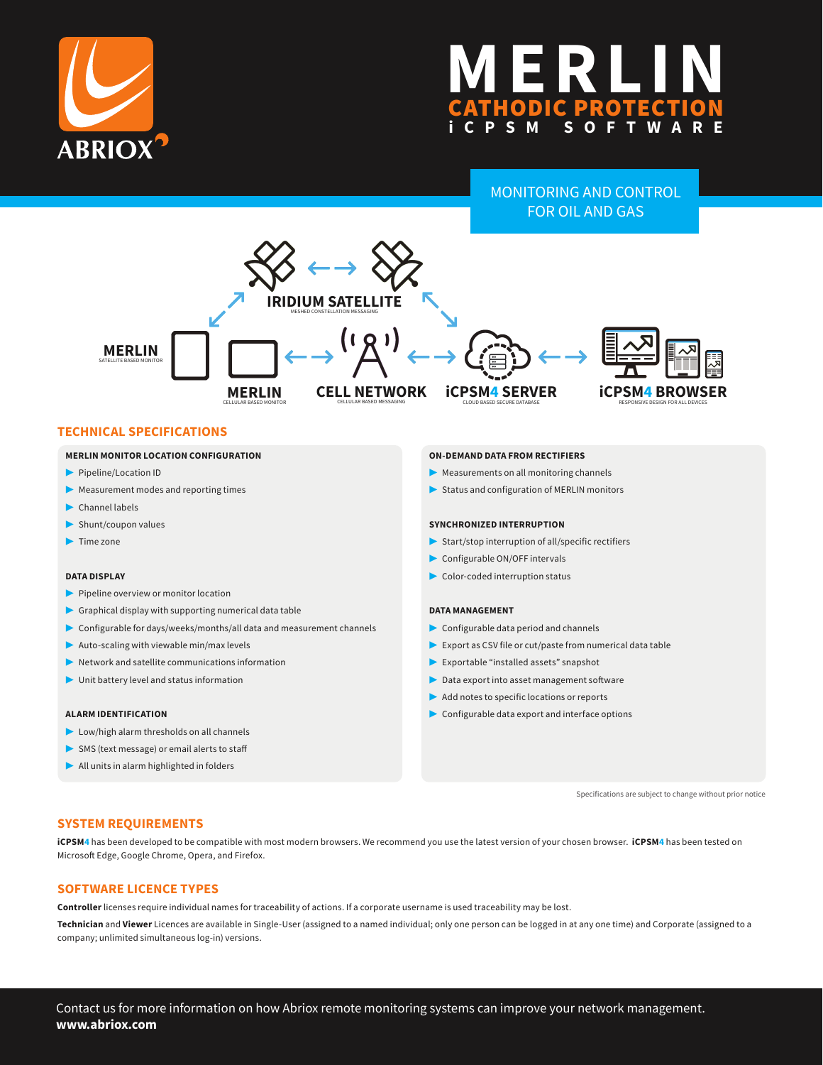# MERLIN

## CATHODIC PROTECTION

iCPSM SOFTWARE

MONITORING AND CONTROL FOR OIL AND GAS

IRIDIUM SATELLITE
MESHED CONSTELLATION MESSAGING

MERLIN
SATELLITE BASED MONITOR

MERLIN
CELLULAR BASED MONITOR

CELL NETWORK
CELLULAR BASED MESSAGING

iCPSM4 SERVER
CLOUD BASED SECURE DATABASE

iCPSM4 BROWSER
RESPONSIVE DESIGN FOR ALL DEVICES

## TECHNICAL SPECIFICATIONS

### MERLIN MONITOR LOCATION CONFIGURATION

- Pipeline/Location ID
- Measurement modes and reporting times
- Channel labels
- Shunt/coupon values
- Time zone

### DATA DISPLAY

- Pipeline overview or monitor location
- Graphical display with supporting numerical data table
- Configurable for days/weeks/months/all data and measurement channels
- Auto-scaling with viewable min/max levels
- Network and satellite communications information
- Unit battery level and status information

### ALARM IDENTIFICATION

- Low/high alarm thresholds on all channels
- SMS (text message) or email alerts to staff
- All units in alarm highlighted in folders

### ON-DEMAND DATA FROM RECTIFIERS

- Measurements on all monitoring channels
- Status and configuration of MERLIN monitors

### SYNCHRONIZED INTERRUPTION

- Start/stop interruption of all/specific rectifiers
- Configurable ON/OFF intervals
- Color-coded interruption status

### DATA MANAGEMENT

- Configurable data period and channels
- Export as CSV file or cut/paste from numerical data table
- Exportable “installed assets” snapshot
- Data export into asset management software
- Add notes to specific locations or reports
- Configurable data export and interface options

Specifications are subject to change without prior notice

## SYSTEM REQUIREMENTS

**iCPSM4** has been developed to be compatible with most modern browsers. We recommend you use the latest version of your chosen browser. **iCPSM4** has been tested on Microsoft Edge, Google Chrome, Opera, and Firefox.

## SOFTWARE LICENCE TYPES

**Controller** licenses require individual names for traceability of actions. If a corporate username is used traceability may be lost.

**Technician** and **Viewer** Licences are available in Single-User (assigned to a named individual; only one person can be logged in at any one time) and Corporate (assigned to a company; unlimited simultaneous log-in) versions.

Contact us for more information on how Abriox remote monitoring systems can improve your network management.
**www.abriox.com**